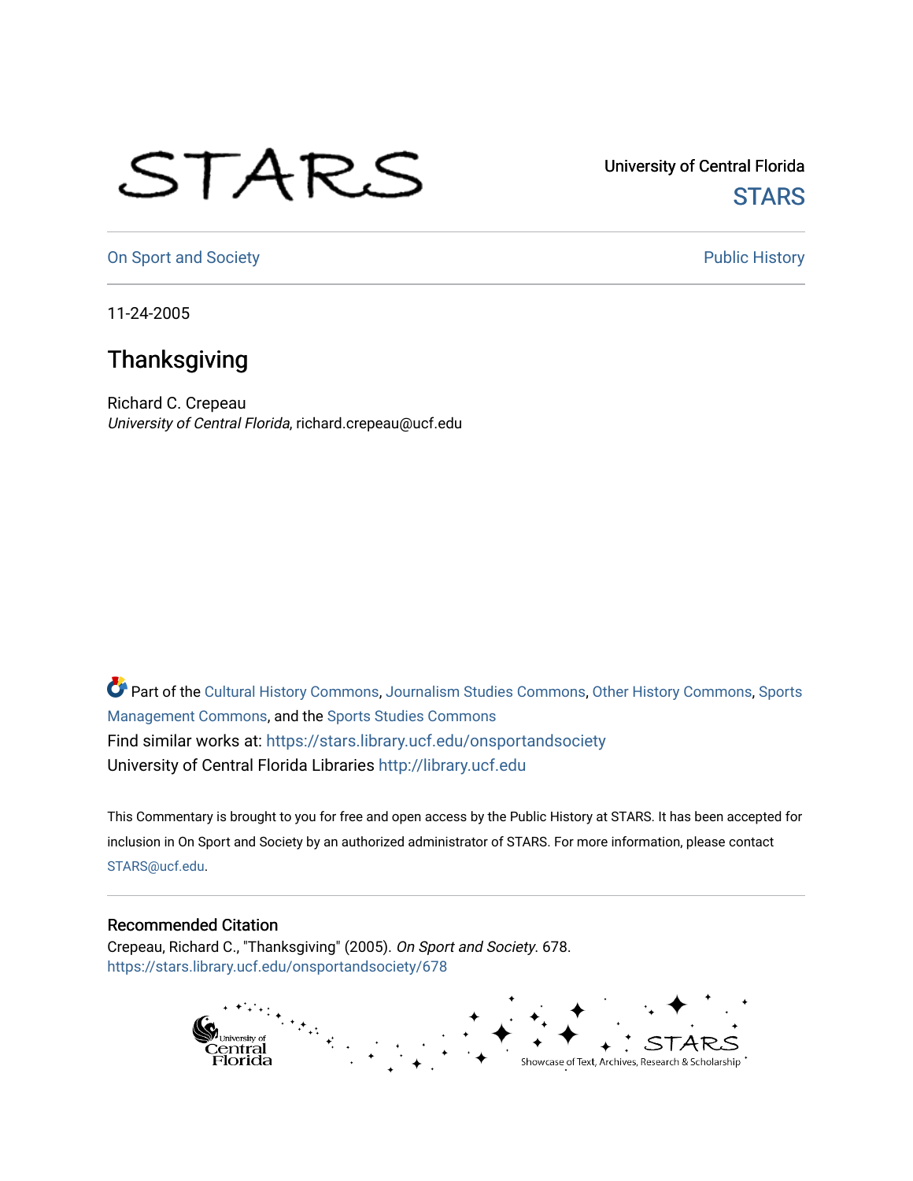STARS

University of Central Florida
STARS

On Sport and Society

Public History

11-24-2005

# Thanksgiving

Richard C. Crepeau
*University of Central Florida*, richard.crepeau@ucf.edu

Part of the Cultural History Commons, Journalism Studies Commons, Other History Commons, Sports Management Commons, and the Sports Studies Commons
Find similar works at: https://stars.library.ucf.edu/onsportandsociety
University of Central Florida Libraries http://library.ucf.edu

This Commentary is brought to you for free and open access by the Public History at STARS. It has been accepted for inclusion in On Sport and Society by an authorized administrator of STARS. For more information, please contact STARS@ucf.edu.

## Recommended Citation

Crepeau, Richard C., "Thanksgiving" (2005). *On Sport and Society*. 678.
https://stars.library.ucf.edu/onsportandsociety/678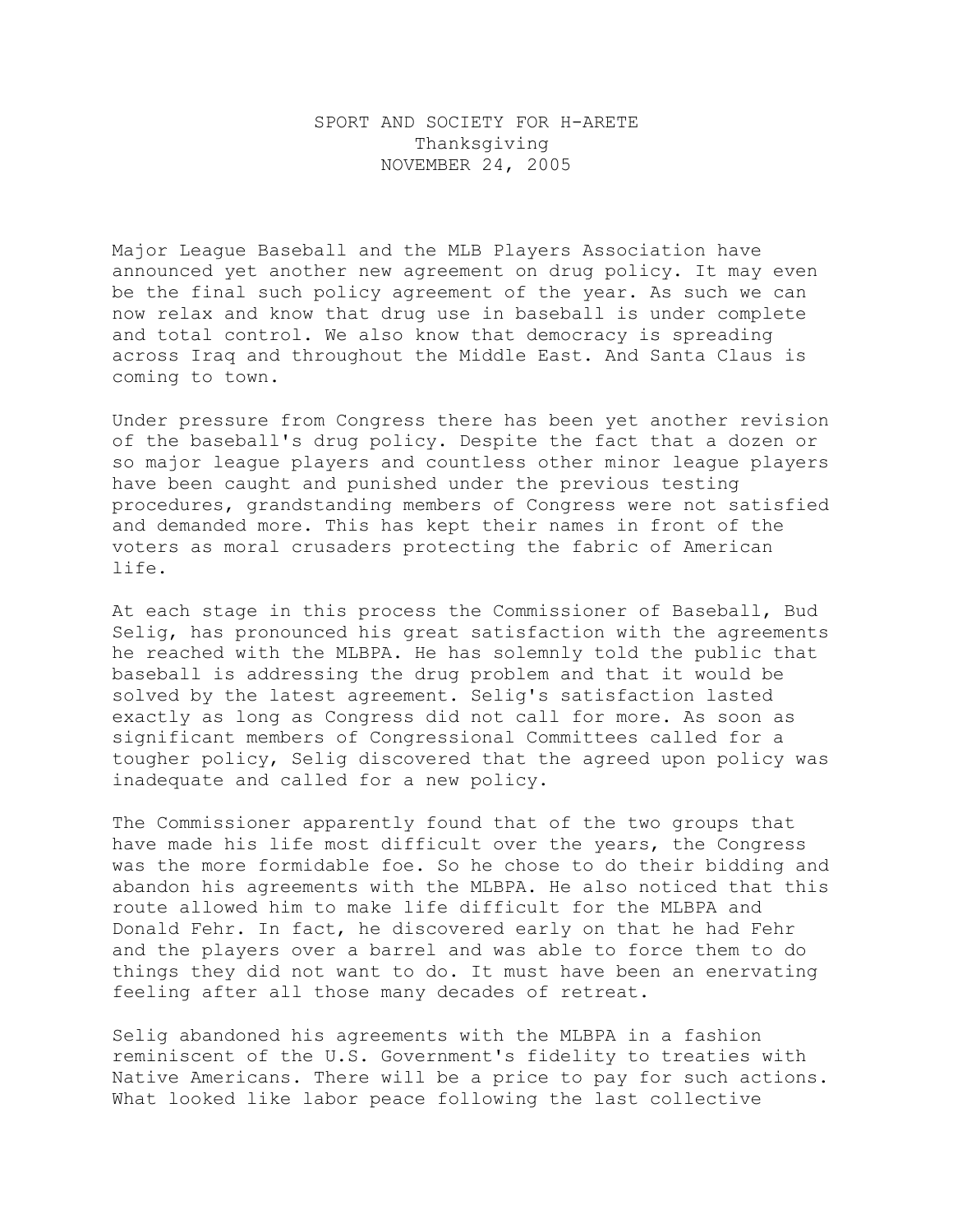SPORT AND SOCIETY FOR H-ARETE
Thanksgiving
NOVEMBER 24, 2005

Major League Baseball and the MLB Players Association have announced yet another new agreement on drug policy. It may even be the final such policy agreement of the year. As such we can now relax and know that drug use in baseball is under complete and total control. We also know that democracy is spreading across Iraq and throughout the Middle East. And Santa Claus is coming to town.

Under pressure from Congress there has been yet another revision of the baseball's drug policy. Despite the fact that a dozen or so major league players and countless other minor league players have been caught and punished under the previous testing procedures, grandstanding members of Congress were not satisfied and demanded more. This has kept their names in front of the voters as moral crusaders protecting the fabric of American life.

At each stage in this process the Commissioner of Baseball, Bud Selig, has pronounced his great satisfaction with the agreements he reached with the MLBPA. He has solemnly told the public that baseball is addressing the drug problem and that it would be solved by the latest agreement. Selig's satisfaction lasted exactly as long as Congress did not call for more. As soon as significant members of Congressional Committees called for a tougher policy, Selig discovered that the agreed upon policy was inadequate and called for a new policy.

The Commissioner apparently found that of the two groups that have made his life most difficult over the years, the Congress was the more formidable foe. So he chose to do their bidding and abandon his agreements with the MLBPA. He also noticed that this route allowed him to make life difficult for the MLBPA and Donald Fehr. In fact, he discovered early on that he had Fehr and the players over a barrel and was able to force them to do things they did not want to do. It must have been an enervating feeling after all those many decades of retreat.

Selig abandoned his agreements with the MLBPA in a fashion reminiscent of the U.S. Government's fidelity to treaties with Native Americans. There will be a price to pay for such actions. What looked like labor peace following the last collective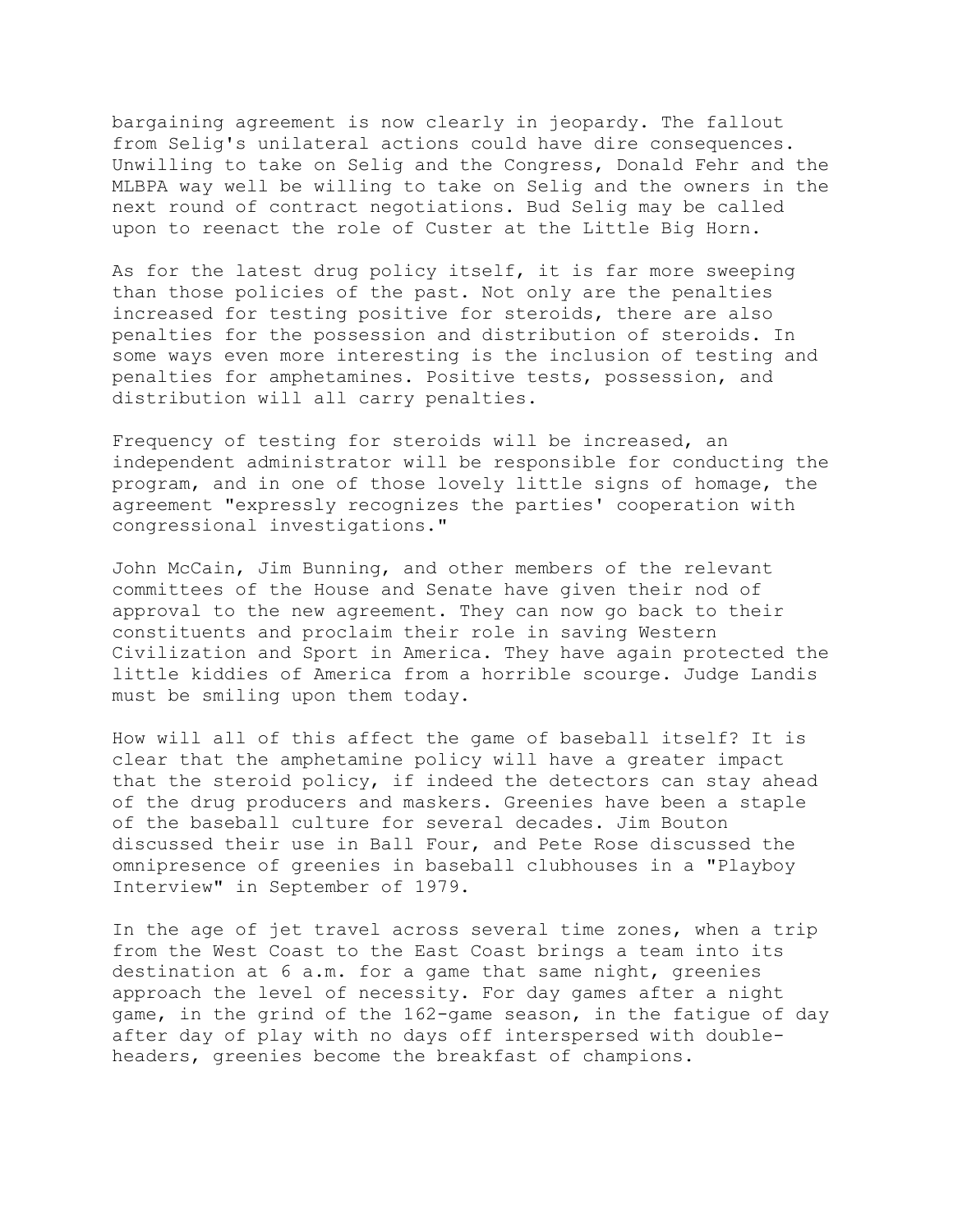bargaining agreement is now clearly in jeopardy. The fallout from Selig's unilateral actions could have dire consequences. Unwilling to take on Selig and the Congress, Donald Fehr and the MLBPA way well be willing to take on Selig and the owners in the next round of contract negotiations. Bud Selig may be called upon to reenact the role of Custer at the Little Big Horn.

As for the latest drug policy itself, it is far more sweeping than those policies of the past. Not only are the penalties increased for testing positive for steroids, there are also penalties for the possession and distribution of steroids. In some ways even more interesting is the inclusion of testing and penalties for amphetamines. Positive tests, possession, and distribution will all carry penalties.

Frequency of testing for steroids will be increased, an independent administrator will be responsible for conducting the program, and in one of those lovely little signs of homage, the agreement "expressly recognizes the parties' cooperation with congressional investigations."

John McCain, Jim Bunning, and other members of the relevant committees of the House and Senate have given their nod of approval to the new agreement. They can now go back to their constituents and proclaim their role in saving Western Civilization and Sport in America. They have again protected the little kiddies of America from a horrible scourge. Judge Landis must be smiling upon them today.

How will all of this affect the game of baseball itself? It is clear that the amphetamine policy will have a greater impact that the steroid policy, if indeed the detectors can stay ahead of the drug producers and maskers. Greenies have been a staple of the baseball culture for several decades. Jim Bouton discussed their use in Ball Four, and Pete Rose discussed the omnipresence of greenies in baseball clubhouses in a "Playboy Interview" in September of 1979.

In the age of jet travel across several time zones, when a trip from the West Coast to the East Coast brings a team into its destination at 6 a.m. for a game that same night, greenies approach the level of necessity. For day games after a night game, in the grind of the 162-game season, in the fatigue of day after day of play with no days off interspersed with double-headers, greenies become the breakfast of champions.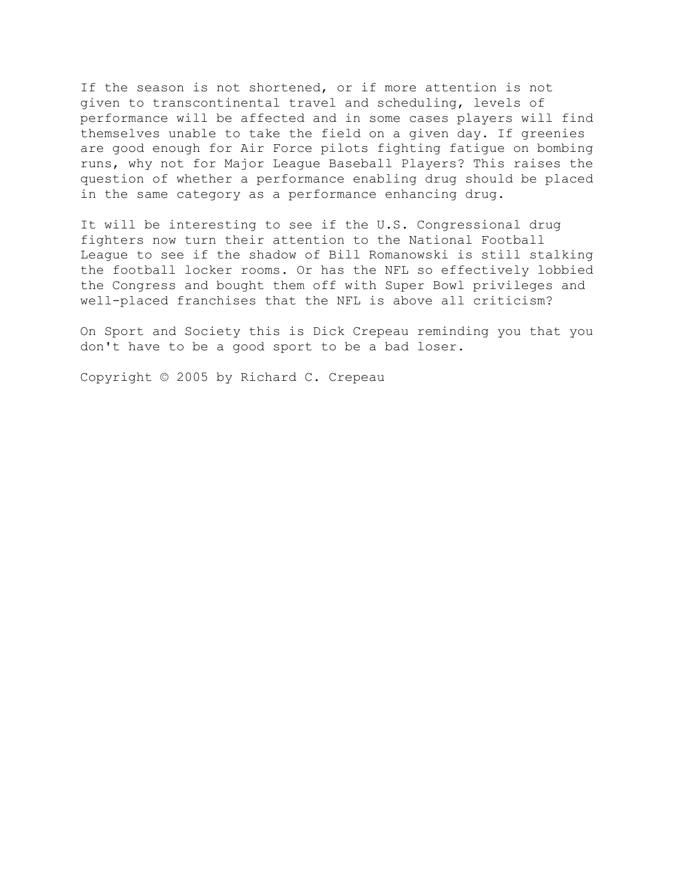If the season is not shortened, or if more attention is not given to transcontinental travel and scheduling, levels of performance will be affected and in some cases players will find themselves unable to take the field on a given day. If greenies are good enough for Air Force pilots fighting fatigue on bombing runs, why not for Major League Baseball Players? This raises the question of whether a performance enabling drug should be placed in the same category as a performance enhancing drug.

It will be interesting to see if the U.S. Congressional drug fighters now turn their attention to the National Football League to see if the shadow of Bill Romanowski is still stalking the football locker rooms. Or has the NFL so effectively lobbied the Congress and bought them off with Super Bowl privileges and well-placed franchises that the NFL is above all criticism?

On Sport and Society this is Dick Crepeau reminding you that you don't have to be a good sport to be a bad loser.

Copyright © 2005 by Richard C. Crepeau